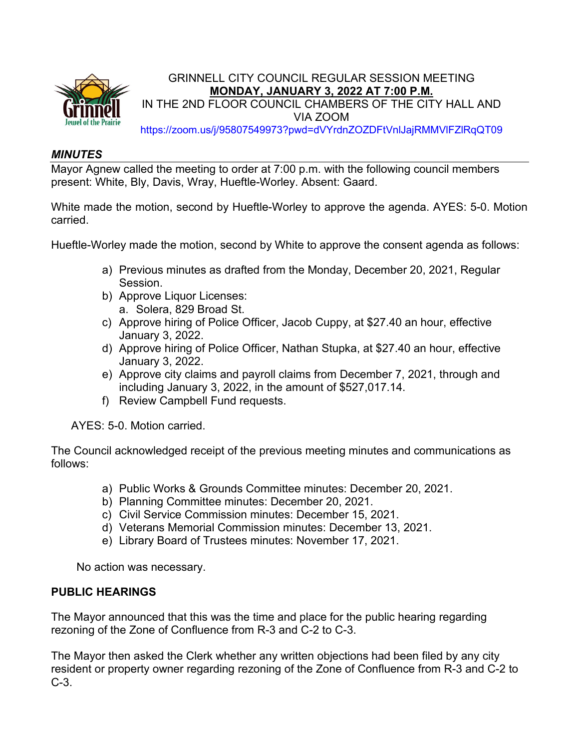GRINNELL CITY COUNCIL REGULAR SESSION MEETING
**MONDAY, JANUARY 3, 2022 AT 7:00 P.M.**
IN THE 2ND FLOOR COUNCIL CHAMBERS OF THE CITY HALL AND VIA ZOOM
https://zoom.us/j/95807549973?pwd=dVYrdnZOZDFtVnlJajRMMVlFZlRqQT09

## ***MINUTES***

Mayor Agnew called the meeting to order at 7:00 p.m. with the following council members present: White, Bly, Davis, Wray, Hueftle-Worley. Absent: Gaard.

White made the motion, second by Hueftle-Worley to approve the agenda. AYES: 5-0. Motion carried.

Hueftle-Worley made the motion, second by White to approve the consent agenda as follows:

a) Previous minutes as drafted from the Monday, December 20, 2021, Regular Session.
b) Approve Liquor Licenses:
   a. Solera, 829 Broad St.
c) Approve hiring of Police Officer, Jacob Cuppy, at $27.40 an hour, effective January 3, 2022.
d) Approve hiring of Police Officer, Nathan Stupka, at $27.40 an hour, effective January 3, 2022.
e) Approve city claims and payroll claims from December 7, 2021, through and including January 3, 2022, in the amount of $527,017.14.
f) Review Campbell Fund requests.

AYES: 5-0. Motion carried.

The Council acknowledged receipt of the previous meeting minutes and communications as follows:

a) Public Works & Grounds Committee minutes: December 20, 2021.
b) Planning Committee minutes: December 20, 2021.
c) Civil Service Commission minutes: December 15, 2021.
d) Veterans Memorial Commission minutes: December 13, 2021.
e) Library Board of Trustees minutes: November 17, 2021.

No action was necessary.

## **PUBLIC HEARINGS**

The Mayor announced that this was the time and place for the public hearing regarding rezoning of the Zone of Confluence from R-3 and C-2 to C-3.

The Mayor then asked the Clerk whether any written objections had been filed by any city resident or property owner regarding rezoning of the Zone of Confluence from R-3 and C-2 to C-3.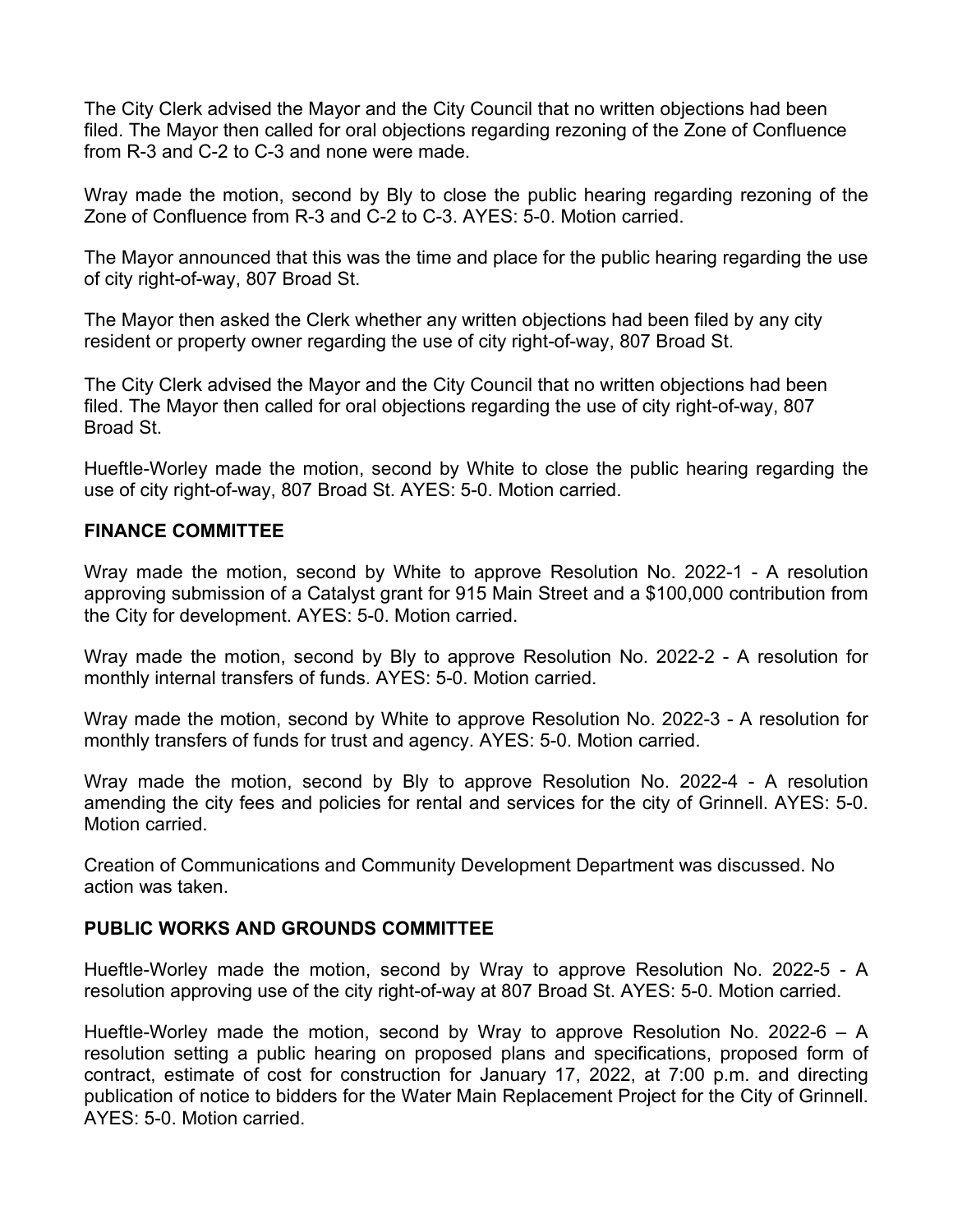The City Clerk advised the Mayor and the City Council that no written objections had been filed. The Mayor then called for oral objections regarding rezoning of the Zone of Confluence from R-3 and C-2 to C-3 and none were made.

Wray made the motion, second by Bly to close the public hearing regarding rezoning of the Zone of Confluence from R-3 and C-2 to C-3. AYES: 5-0. Motion carried.

The Mayor announced that this was the time and place for the public hearing regarding the use of city right-of-way, 807 Broad St.

The Mayor then asked the Clerk whether any written objections had been filed by any city resident or property owner regarding the use of city right-of-way, 807 Broad St.

The City Clerk advised the Mayor and the City Council that no written objections had been filed. The Mayor then called for oral objections regarding the use of city right-of-way, 807 Broad St.

Hueftle-Worley made the motion, second by White to close the public hearing regarding the use of city right-of-way, 807 Broad St. AYES: 5-0. Motion carried.

**FINANCE COMMITTEE**

Wray made the motion, second by White to approve Resolution No. 2022-1 - A resolution approving submission of a Catalyst grant for 915 Main Street and a $100,000 contribution from the City for development. AYES: 5-0. Motion carried.

Wray made the motion, second by Bly to approve Resolution No. 2022-2 - A resolution for monthly internal transfers of funds. AYES: 5-0. Motion carried.

Wray made the motion, second by White to approve Resolution No. 2022-3 - A resolution for monthly transfers of funds for trust and agency. AYES: 5-0. Motion carried.

Wray made the motion, second by Bly to approve Resolution No. 2022-4 - A resolution amending the city fees and policies for rental and services for the city of Grinnell. AYES: 5-0. Motion carried.

Creation of Communications and Community Development Department was discussed. No action was taken.

**PUBLIC WORKS AND GROUNDS COMMITTEE**

Hueftle-Worley made the motion, second by Wray to approve Resolution No. 2022-5 - A resolution approving use of the city right-of-way at 807 Broad St. AYES: 5-0. Motion carried.

Hueftle-Worley made the motion, second by Wray to approve Resolution No. 2022-6 – A resolution setting a public hearing on proposed plans and specifications, proposed form of contract, estimate of cost for construction for January 17, 2022, at 7:00 p.m. and directing publication of notice to bidders for the Water Main Replacement Project for the City of Grinnell. AYES: 5-0. Motion carried.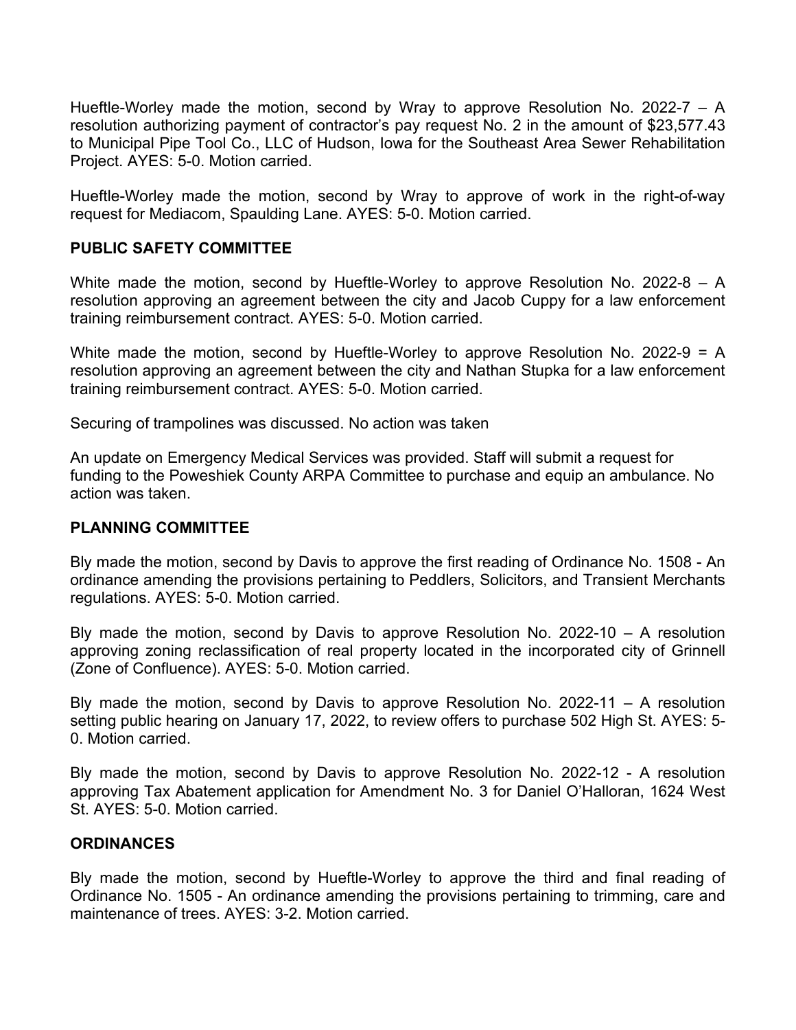Hueftle-Worley made the motion, second by Wray to approve Resolution No. 2022-7 – A resolution authorizing payment of contractor's pay request No. 2 in the amount of $23,577.43 to Municipal Pipe Tool Co., LLC of Hudson, Iowa for the Southeast Area Sewer Rehabilitation Project. AYES: 5-0. Motion carried.

Hueftle-Worley made the motion, second by Wray to approve of work in the right-of-way request for Mediacom, Spaulding Lane. AYES: 5-0. Motion carried.

**PUBLIC SAFETY COMMITTEE**

White made the motion, second by Hueftle-Worley to approve Resolution No. 2022-8 – A resolution approving an agreement between the city and Jacob Cuppy for a law enforcement training reimbursement contract. AYES: 5-0. Motion carried.

White made the motion, second by Hueftle-Worley to approve Resolution No. 2022-9 = A resolution approving an agreement between the city and Nathan Stupka for a law enforcement training reimbursement contract. AYES: 5-0. Motion carried.

Securing of trampolines was discussed. No action was taken

An update on Emergency Medical Services was provided. Staff will submit a request for funding to the Poweshiek County ARPA Committee to purchase and equip an ambulance. No action was taken.

**PLANNING COMMITTEE**

Bly made the motion, second by Davis to approve the first reading of Ordinance No. 1508 - An ordinance amending the provisions pertaining to Peddlers, Solicitors, and Transient Merchants regulations. AYES: 5-0. Motion carried.

Bly made the motion, second by Davis to approve Resolution No. 2022-10 – A resolution approving zoning reclassification of real property located in the incorporated city of Grinnell (Zone of Confluence). AYES: 5-0. Motion carried.

Bly made the motion, second by Davis to approve Resolution No. 2022-11 – A resolution setting public hearing on January 17, 2022, to review offers to purchase 502 High St. AYES: 5-0. Motion carried.

Bly made the motion, second by Davis to approve Resolution No. 2022-12 - A resolution approving Tax Abatement application for Amendment No. 3 for Daniel O'Halloran, 1624 West St. AYES: 5-0. Motion carried.

**ORDINANCES**

Bly made the motion, second by Hueftle-Worley to approve the third and final reading of Ordinance No. 1505 - An ordinance amending the provisions pertaining to trimming, care and maintenance of trees. AYES: 3-2. Motion carried.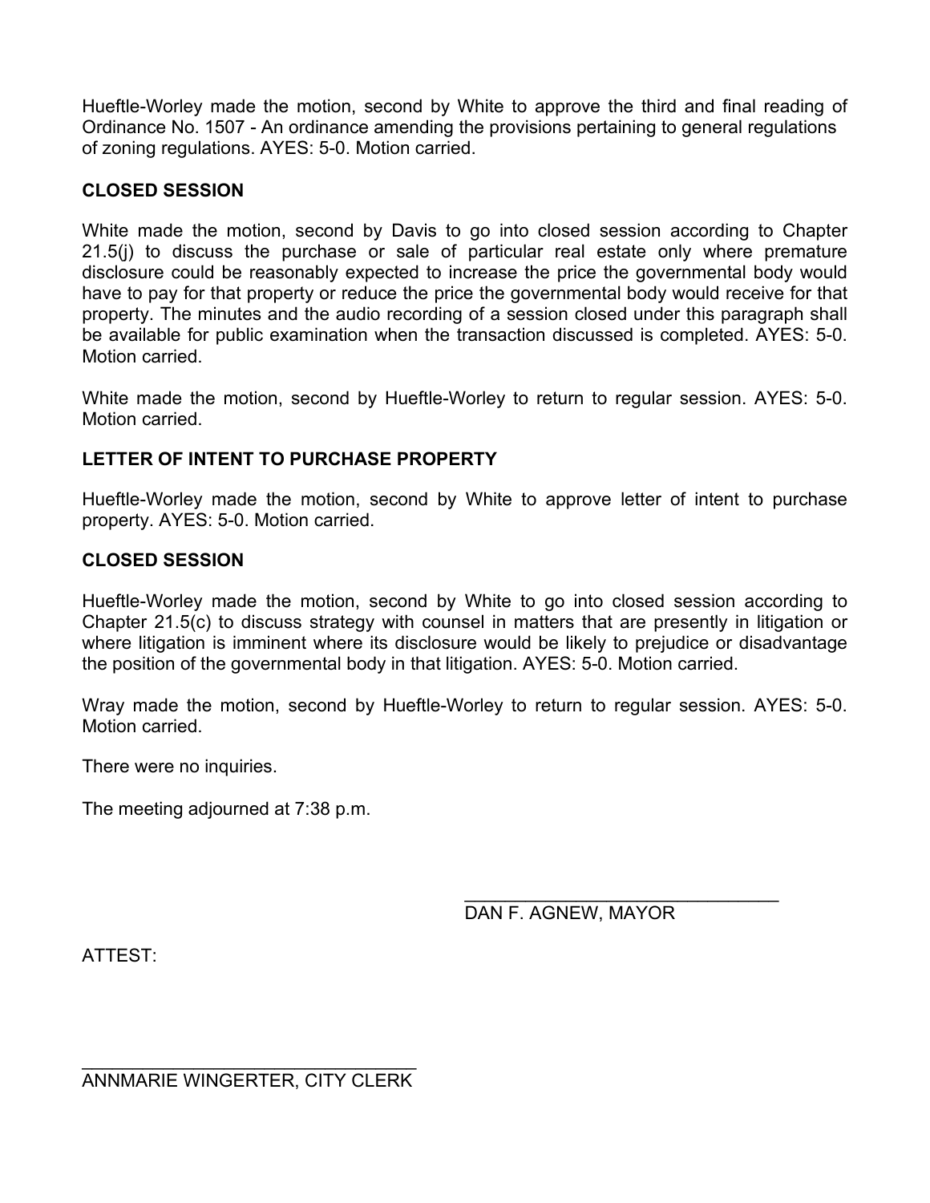Hueftle-Worley made the motion, second by White to approve the third and final reading of Ordinance No. 1507 - An ordinance amending the provisions pertaining to general regulations of zoning regulations. AYES: 5-0. Motion carried.

**CLOSED SESSION**

White made the motion, second by Davis to go into closed session according to Chapter 21.5(j) to discuss the purchase or sale of particular real estate only where premature disclosure could be reasonably expected to increase the price the governmental body would have to pay for that property or reduce the price the governmental body would receive for that property. The minutes and the audio recording of a session closed under this paragraph shall be available for public examination when the transaction discussed is completed. AYES: 5-0. Motion carried.

White made the motion, second by Hueftle-Worley to return to regular session. AYES: 5-0. Motion carried.

**LETTER OF INTENT TO PURCHASE PROPERTY**

Hueftle-Worley made the motion, second by White to approve letter of intent to purchase property. AYES: 5-0. Motion carried.

**CLOSED SESSION**

Hueftle-Worley made the motion, second by White to go into closed session according to Chapter 21.5(c) to discuss strategy with counsel in matters that are presently in litigation or where litigation is imminent where its disclosure would be likely to prejudice or disadvantage the position of the governmental body in that litigation. AYES: 5-0. Motion carried.

Wray made the motion, second by Hueftle-Worley to return to regular session. AYES: 5-0. Motion carried.

There were no inquiries.

The meeting adjourned at 7:38 p.m.

\_\_\_\_\_\_\_\_\_\_\_\_\_\_\_\_\_\_\_\_\_\_\_\_\_\_\_\_\_\_\_\_

DAN F. AGNEW, MAYOR

ATTEST:

\_\_\_\_\_\_\_\_\_\_\_\_\_\_\_\_\_\_\_\_\_\_\_\_\_\_\_\_\_\_\_\_

ANNMARIE WINGERTER, CITY CLERK